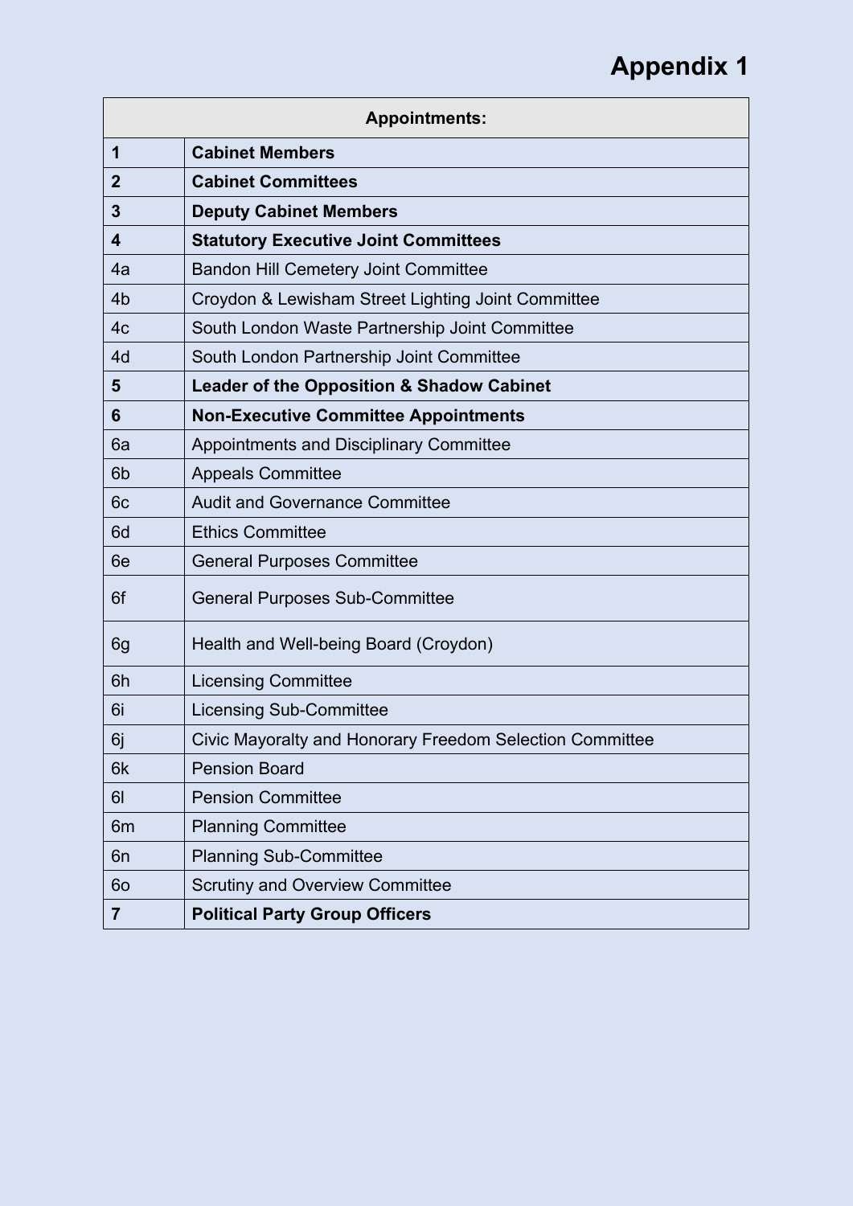# Appendix 1

| Appointments: | |
|---|---|
| **1** | **Cabinet Members** |
| **2** | **Cabinet Committees** |
| **3** | **Deputy Cabinet Members** |
| **4** | **Statutory Executive Joint Committees** |
| 4a | Bandon Hill Cemetery Joint Committee |
| 4b | Croydon & Lewisham Street Lighting Joint Committee |
| 4c | South London Waste Partnership Joint Committee |
| 4d | South London Partnership Joint Committee |
| **5** | **Leader of the Opposition & Shadow Cabinet** |
| **6** | **Non-Executive Committee Appointments** |
| 6a | Appointments and Disciplinary Committee |
| 6b | Appeals Committee |
| 6c | Audit and Governance Committee |
| 6d | Ethics Committee |
| 6e | General Purposes Committee |
| 6f | General Purposes Sub-Committee |
| 6g | Health and Well-being Board (Croydon) |
| 6h | Licensing Committee |
| 6i | Licensing Sub-Committee |
| 6j | Civic Mayoralty and Honorary Freedom Selection Committee |
| 6k | Pension Board |
| 6l | Pension Committee |
| 6m | Planning Committee |
| 6n | Planning Sub-Committee |
| 6o | Scrutiny and Overview Committee |
| **7** | **Political Party Group Officers** |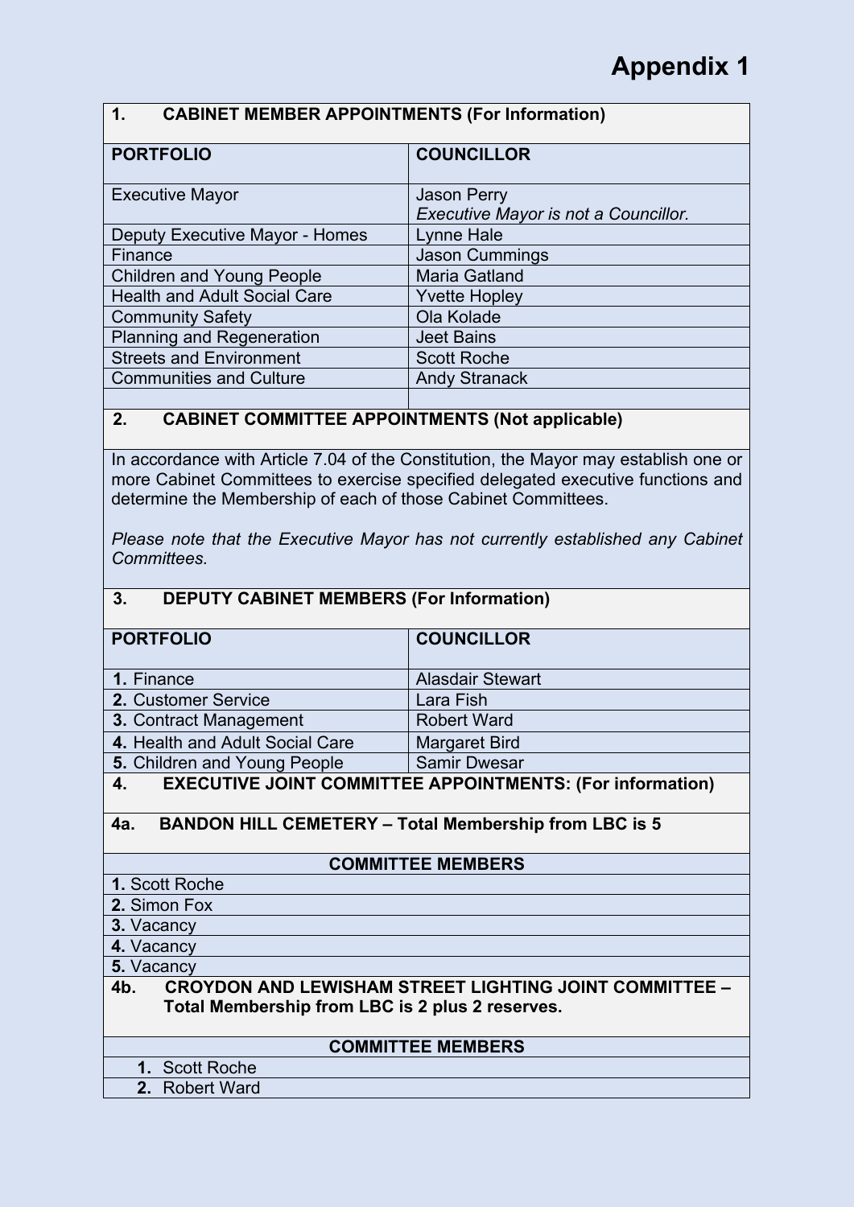# Appendix 1

## 1. CABINET MEMBER APPOINTMENTS (For Information)

| PORTFOLIO | COUNCILLOR |
|---|---|
| Executive Mayor | Jason Perry<br>*Executive Mayor is not a Councillor.* |
| Deputy Executive Mayor - Homes | Lynne Hale |
| Finance | Jason Cummings |
| Children and Young People | Maria Gatland |
| Health and Adult Social Care | Yvette Hopley |
| Community Safety | Ola Kolade |
| Planning and Regeneration | Jeet Bains |
| Streets and Environment | Scott Roche |
| Communities and Culture | Andy Stranack |
| | |

## 2. CABINET COMMITTEE APPOINTMENTS (Not applicable)

In accordance with Article 7.04 of the Constitution, the Mayor may establish one or more Cabinet Committees to exercise specified delegated executive functions and determine the Membership of each of those Cabinet Committees.

*Please note that the Executive Mayor has not currently established any Cabinet Committees.*

## 3. DEPUTY CABINET MEMBERS (For Information)

| PORTFOLIO | COUNCILLOR |
|---|---|
| **1.** Finance | Alasdair Stewart |
| **2.** Customer Service | Lara Fish |
| **3.** Contract Management | Robert Ward |
| **4.** Health and Adult Social Care | Margaret Bird |
| **5.** Children and Young People | Samir Dwesar |

## 4. EXECUTIVE JOINT COMMITTEE APPOINTMENTS: (For information)

### 4a. BANDON HILL CEMETERY – Total Membership from LBC is 5

| COMMITTEE MEMBERS |
|---|
| **1.** Scott Roche |
| **2.** Simon Fox |
| **3.** Vacancy |
| **4.** Vacancy |
| **5.** Vacancy |

### 4b. CROYDON AND LEWISHAM STREET LIGHTING JOINT COMMITTEE – Total Membership from LBC is 2 plus 2 reserves.

| COMMITTEE MEMBERS |
|---|
| **1.** Scott Roche |
| **2.** Robert Ward |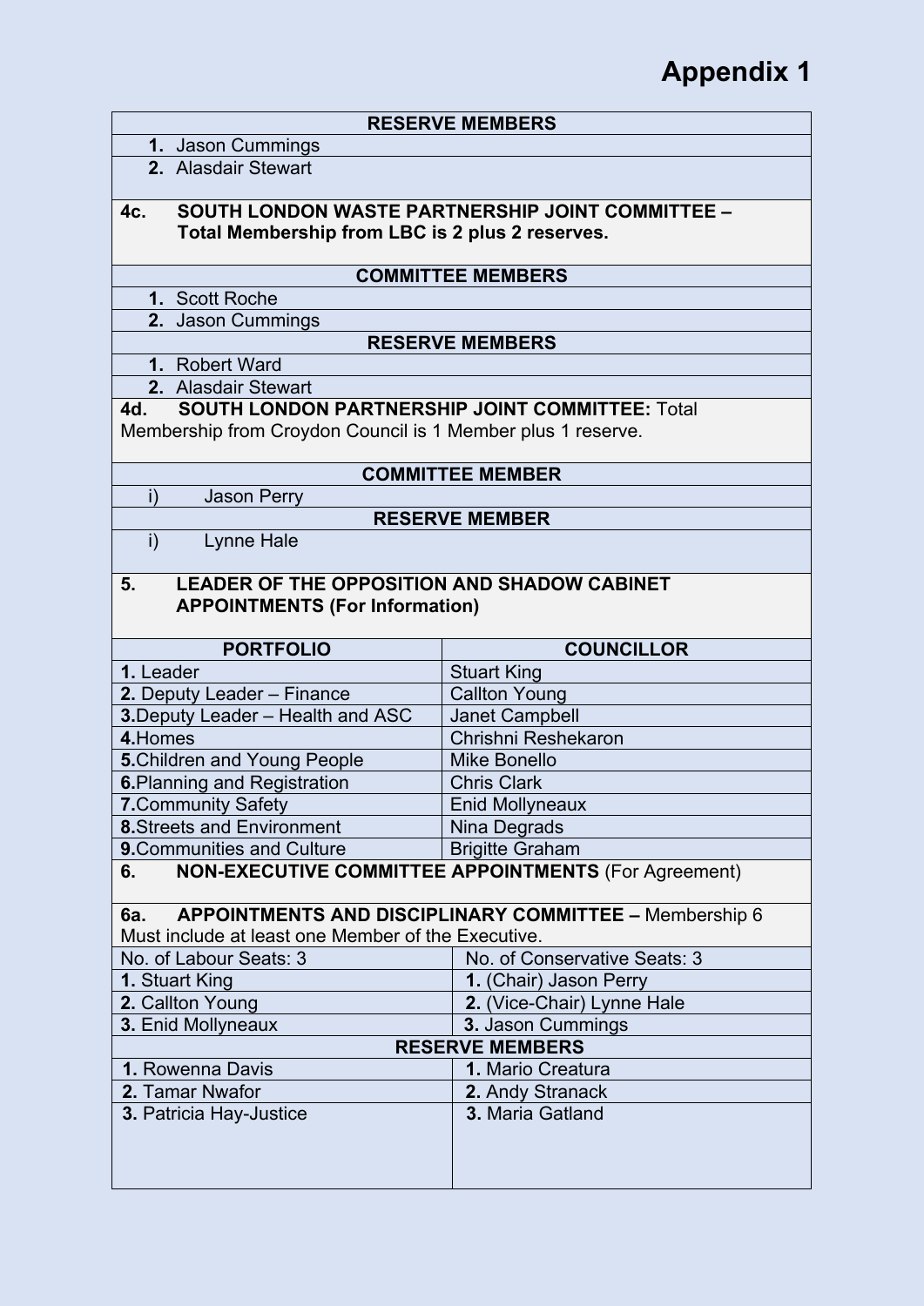# Appendix 1

**RESERVE MEMBERS**

1. Jason Cummings
2. Alasdair Stewart

**4c. SOUTH LONDON WASTE PARTNERSHIP JOINT COMMITTEE – Total Membership from LBC is 2 plus 2 reserves.**

**COMMITTEE MEMBERS**

1. Scott Roche
2. Jason Cummings

**RESERVE MEMBERS**

1. Robert Ward
2. Alasdair Stewart

**4d. SOUTH LONDON PARTNERSHIP JOINT COMMITTEE:** Total Membership from Croydon Council is 1 Member plus 1 reserve.

**COMMITTEE MEMBER**

i) Jason Perry

**RESERVE MEMBER**

i) Lynne Hale

**5. LEADER OF THE OPPOSITION AND SHADOW CABINET APPOINTMENTS (For Information)**

| PORTFOLIO | COUNCILLOR |
|---|---|
| **1.** Leader | Stuart King |
| **2.** Deputy Leader – Finance | Callton Young |
| **3.**Deputy Leader – Health and ASC | Janet Campbell |
| **4.**Homes | Chrishni Reshekaron |
| **5.**Children and Young People | Mike Bonello |
| **6.**Planning and Registration | Chris Clark |
| **7.**Community Safety | Enid Mollyneaux |
| **8.**Streets and Environment | Nina Degrads |
| **9.**Communities and Culture | Brigitte Graham |

**6. NON-EXECUTIVE COMMITTEE APPOINTMENTS** (For Agreement)

**6a. APPOINTMENTS AND DISCIPLINARY COMMITTEE –** Membership 6 Must include at least one Member of the Executive.

| No. of Labour Seats: 3 | No. of Conservative Seats: 3 |
|---|---|
| **1.** Stuart King | **1.** (Chair) Jason Perry |
| **2.** Callton Young | **2.** (Vice-Chair) Lynne Hale |
| **3.** Enid Mollyneaux | **3.** Jason Cummings |
| **RESERVE MEMBERS** | |
| **1.** Rowenna Davis | **1.** Mario Creatura |
| **2.** Tamar Nwafor | **2.** Andy Stranack |
| **3.** Patricia Hay-Justice | **3.** Maria Gatland |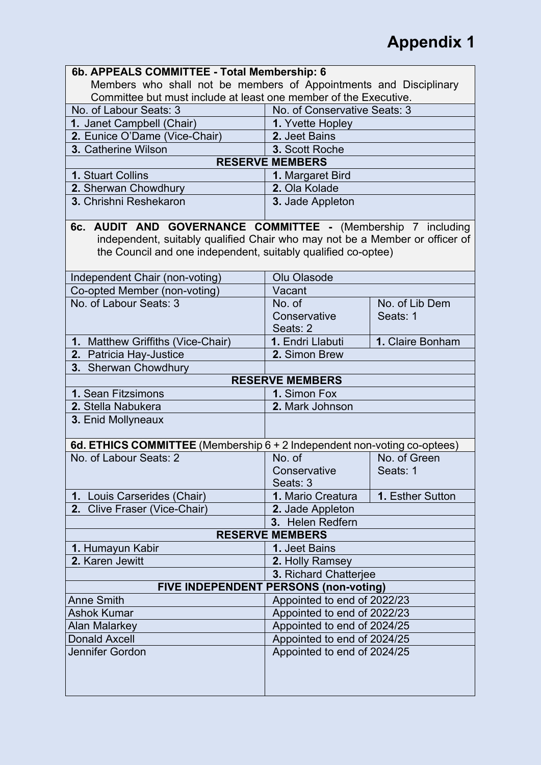# Appendix 1

| 6b. APPEALS COMMITTEE - Total Membership: 6<br>Members who shall not be members of Appointments and Disciplinary Committee but must include at least one member of the Executive. | |
|---|---|
| No. of Labour Seats: 3 | No. of Conservative Seats: 3 |
| **1.** Janet Campbell (Chair) | **1.** Yvette Hopley |
| **2.** Eunice O'Dame (Vice-Chair) | **2.** Jeet Bains |
| **3.** Catherine Wilson | **3.** Scott Roche |
| **RESERVE MEMBERS** | |
| **1.** Stuart Collins | **1.** Margaret Bird |
| **2.** Sherwan Chowdhury | **2.** Ola Kolade |
| **3.** Chrishni Reshekaron | **3.** Jade Appleton |

| **6c. AUDIT AND GOVERNANCE COMMITTEE -** (Membership 7 including independent, suitably qualified Chair who may not be a Member or officer of the Council and one independent, suitably qualified co-optee) | | |
|---|---|---|
| Independent Chair (non-voting) | Olu Olasode | |
| Co-opted Member (non-voting) | Vacant | |
| No. of Labour Seats: 3 | No. of Conservative Seats: 2 | No. of Lib Dem Seats: 1 |
| **1.** Matthew Griffiths (Vice-Chair) | **1.** Endri Llabuti | **1.** Claire Bonham |
| **2.** Patricia Hay-Justice | **2.** Simon Brew | |
| **3.** Sherwan Chowdhury | | |
| **RESERVE MEMBERS** | | |
| **1.** Sean Fitzsimons | **1.** Simon Fox | |
| **2.** Stella Nabukera | **2.** Mark Johnson | |
| **3.** Enid Mollyneaux | | |

| **6d. ETHICS COMMITTEE** (Membership 6 + 2 Independent non-voting co-optees) | | |
|---|---|---|
| No. of Labour Seats: 2 | No. of Conservative Seats: 3 | No. of Green Seats: 1 |
| **1.** Louis Carserides (Chair) | **1.** Mario Creatura | **1.** Esther Sutton |
| **2.** Clive Fraser (Vice-Chair) | **2.** Jade Appleton | |
| | **3.** Helen Redfern | |
| **RESERVE MEMBERS** | | |
| **1.** Humayun Kabir | **1.** Jeet Bains | |
| **2.** Karen Jewitt | **2.** Holly Ramsey | |
| | **3.** Richard Chatterjee | |
| **FIVE INDEPENDENT PERSONS (non-voting)** | | |
| Anne Smith | Appointed to end of 2022/23 | |
| Ashok Kumar | Appointed to end of 2022/23 | |
| Alan Malarkey | Appointed to end of 2024/25 | |
| Donald Axcell | Appointed to end of 2024/25 | |
| Jennifer Gordon | Appointed to end of 2024/25 | |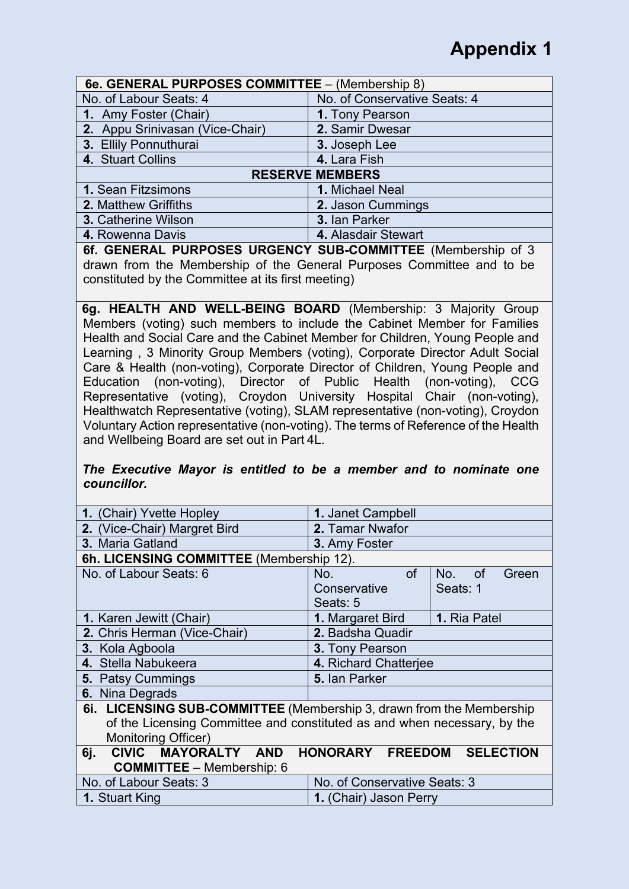# Appendix 1

| 6e. GENERAL PURPOSES COMMITTEE – (Membership 8) | |
|---|---|
| No. of Labour Seats: 4 | No. of Conservative Seats: 4 |
| **1.** Amy Foster (Chair) | **1.** Tony Pearson |
| **2.** Appu Srinivasan (Vice-Chair) | **2.** Samir Dwesar |
| **3.** Ellily Ponnuthurai | **3.** Joseph Lee |
| **4.** Stuart Collins | **4.** Lara Fish |
| **RESERVE MEMBERS** | |
| **1.** Sean Fitzsimons | **1.** Michael Neal |
| **2.** Matthew Griffiths | **2.** Jason Cummings |
| **3.** Catherine Wilson | **3.** Ian Parker |
| **4.** Rowenna Davis | **4.** Alasdair Stewart |

**6f. GENERAL PURPOSES URGENCY SUB-COMMITTEE** (Membership of 3 drawn from the Membership of the General Purposes Committee and to be constituted by the Committee at its first meeting)

**6g. HEALTH AND WELL-BEING BOARD** (Membership: 3 Majority Group Members (voting) such members to include the Cabinet Member for Families Health and Social Care and the Cabinet Member for Children, Young People and Learning , 3 Minority Group Members (voting), Corporate Director Adult Social Care & Health (non-voting), Corporate Director of Children, Young People and Education (non-voting), Director of Public Health (non-voting), CCG Representative (voting), Croydon University Hospital Chair (non-voting), Healthwatch Representative (voting), SLAM representative (non-voting), Croydon Voluntary Action representative (non-voting). The terms of Reference of the Health and Wellbeing Board are set out in Part 4L.

***The Executive Mayor is entitled to be a member and to nominate one councillor.***

| | |
|---|---|
| **1.** (Chair) Yvette Hopley | **1.** Janet Campbell |
| **2.** (Vice-Chair) Margret Bird | **2.** Tamar Nwafor |
| **3.** Maria Gatland | **3.** Amy Foster |

| 6h. LICENSING COMMITTEE (Membership 12). | | |
|---|---|---|
| No. of Labour Seats: 6 | No. of Conservative Seats: 5 | No. of Green Seats: 1 |
| **1.** Karen Jewitt (Chair) | **1.** Margaret Bird | **1.** Ria Patel |
| **2.** Chris Herman (Vice-Chair) | **2.** Badsha Quadir | |
| **3.** Kola Agboola | **3.** Tony Pearson | |
| **4.** Stella Nabukeera | **4.** Richard Chatterjee | |
| **5.** Patsy Cummings | **5.** Ian Parker | |
| **6.** Nina Degrads | | |

**6i. LICENSING SUB-COMMITTEE** (Membership 3, drawn from the Membership of the Licensing Committee and constituted as and when necessary, by the Monitoring Officer)

| 6j. CIVIC MAYORALTY AND HONORARY FREEDOM SELECTION COMMITTEE – Membership: 6 | |
|---|---|
| No. of Labour Seats: 3 | No. of Conservative Seats: 3 |
| **1.** Stuart King | **1.** (Chair) Jason Perry |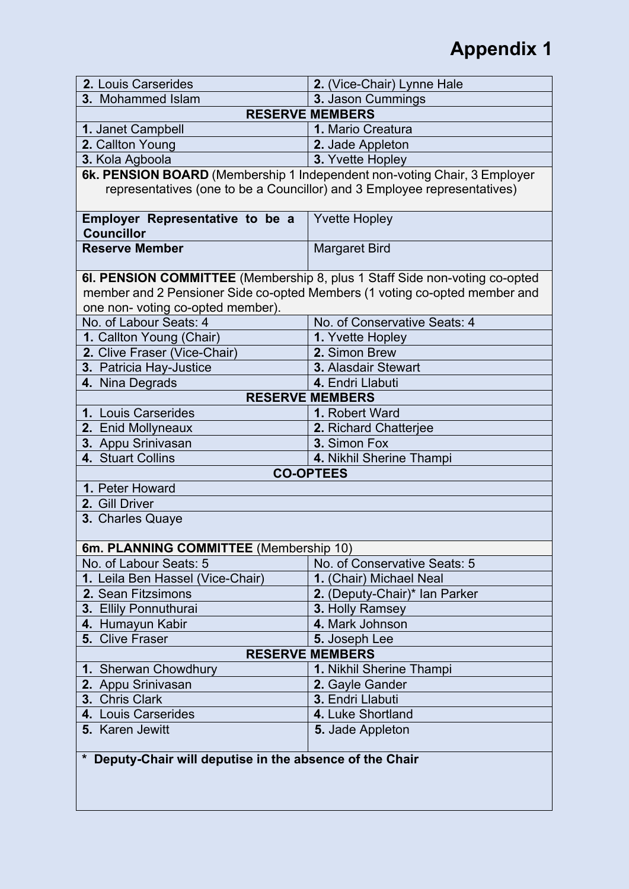# Appendix 1

| | |
|---|---|
| **2.** Louis Carserides | **2.** (Vice-Chair) Lynne Hale |
| **3.** Mohammed Islam | **3.** Jason Cummings |
| **RESERVE MEMBERS** | |
| **1.** Janet Campbell | **1.** Mario Creatura |
| **2.** Callton Young | **2.** Jade Appleton |
| **3.** Kola Agboola | **3.** Yvette Hopley |

**6k. PENSION BOARD** (Membership 1 Independent non-voting Chair, 3 Employer representatives (one to be a Councillor) and 3 Employee representatives)

| | |
|---|---|
| **Employer Representative to be a Councillor** | Yvette Hopley |
| **Reserve Member** | Margaret Bird |

**6l. PENSION COMMITTEE** (Membership 8, plus 1 Staff Side non-voting co-opted member and 2 Pensioner Side co-opted Members (1 voting co-opted member and one non- voting co-opted member).

| No. of Labour Seats: 4 | No. of Conservative Seats: 4 |
|---|---|
| **1.** Callton Young (Chair) | **1.** Yvette Hopley |
| **2.** Clive Fraser (Vice-Chair) | **2.** Simon Brew |
| **3.** Patricia Hay-Justice | **3.** Alasdair Stewart |
| **4.** Nina Degrads | **4.** Endri Llabuti |
| **RESERVE MEMBERS** | |
| **1.** Louis Carserides | **1.** Robert Ward |
| **2.** Enid Mollyneaux | **2.** Richard Chatterjee |
| **3.** Appu Srinivasan | **3.** Simon Fox |
| **4.** Stuart Collins | **4.** Nikhil Sherine Thampi |
| **CO-OPTEES** | |
| **1.** Peter Howard | |
| **2.** Gill Driver | |
| **3.** Charles Quaye | |

**6m. PLANNING COMMITTEE** (Membership 10)

| No. of Labour Seats: 5 | No. of Conservative Seats: 5 |
|---|---|
| **1.** Leila Ben Hassel (Vice-Chair) | **1.** (Chair) Michael Neal |
| **2.** Sean Fitzsimons | **2.** (Deputy-Chair)* Ian Parker |
| **3.** Ellily Ponnuthurai | **3.** Holly Ramsey |
| **4.** Humayun Kabir | **4.** Mark Johnson |
| **5.** Clive Fraser | **5.** Joseph Lee |
| **RESERVE MEMBERS** | |
| **1.** Sherwan Chowdhury | **1.** Nikhil Sherine Thampi |
| **2.** Appu Srinivasan | **2.** Gayle Gander |
| **3.** Chris Clark | **3.** Endri Llabuti |
| **4.** Louis Carserides | **4.** Luke Shortland |
| **5.** Karen Jewitt | **5.** Jade Appleton |

**\* Deputy-Chair will deputise in the absence of the Chair**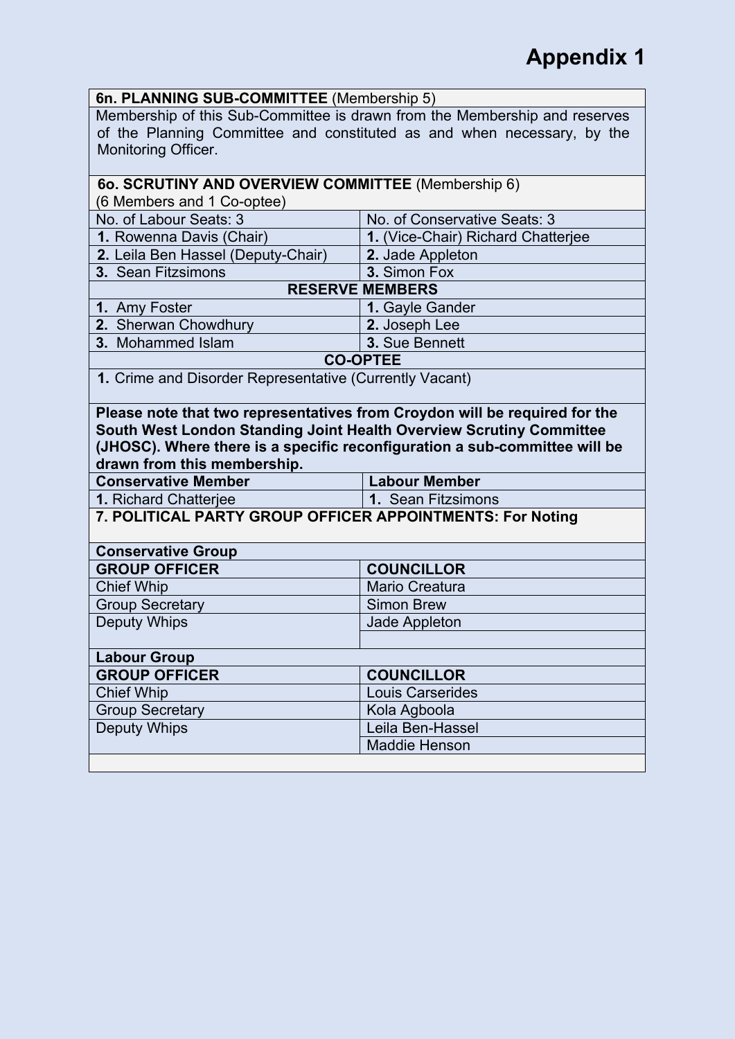# Appendix 1

| | |
|---|---|
| **6n. PLANNING SUB-COMMITTEE** (Membership 5) | |
| Membership of this Sub-Committee is drawn from the Membership and reserves of the Planning Committee and constituted as and when necessary, by the Monitoring Officer. | |
| **6o. SCRUTINY AND OVERVIEW COMMITTEE** (Membership 6) (6 Members and 1 Co-optee) | |
| No. of Labour Seats: 3 | No. of Conservative Seats: 3 |
| **1.** Rowenna Davis (Chair) | **1.** (Vice-Chair) Richard Chatterjee |
| **2.** Leila Ben Hassel (Deputy-Chair) | **2.** Jade Appleton |
| **3.** Sean Fitzsimons | **3.** Simon Fox |
| **RESERVE MEMBERS** | |
| **1.** Amy Foster | **1.** Gayle Gander |
| **2.** Sherwan Chowdhury | **2.** Joseph Lee |
| **3.** Mohammed Islam | **3.** Sue Bennett |
| **CO-OPTEE** | |
| **1.** Crime and Disorder Representative (Currently Vacant) | |
| **Please note that two representatives from Croydon will be required for the South West London Standing Joint Health Overview Scrutiny Committee (JHOSC). Where there is a specific reconfiguration a sub-committee will be drawn from this membership.** | |
| **Conservative Member** | **Labour Member** |
| **1.** Richard Chatterjee | **1.** Sean Fitzsimons |
| **7. POLITICAL PARTY GROUP OFFICER APPOINTMENTS: For Noting** | |
| **Conservative Group** | |
| **GROUP OFFICER** | **COUNCILLOR** |
| Chief Whip | Mario Creatura |
| Group Secretary | Simon Brew |
| Deputy Whips | Jade Appleton |
| | |
| **Labour Group** | |
| **GROUP OFFICER** | **COUNCILLOR** |
| Chief Whip | Louis Carserides |
| Group Secretary | Kola Agboola |
| Deputy Whips | Leila Ben-Hassel |
| | Maddie Henson |